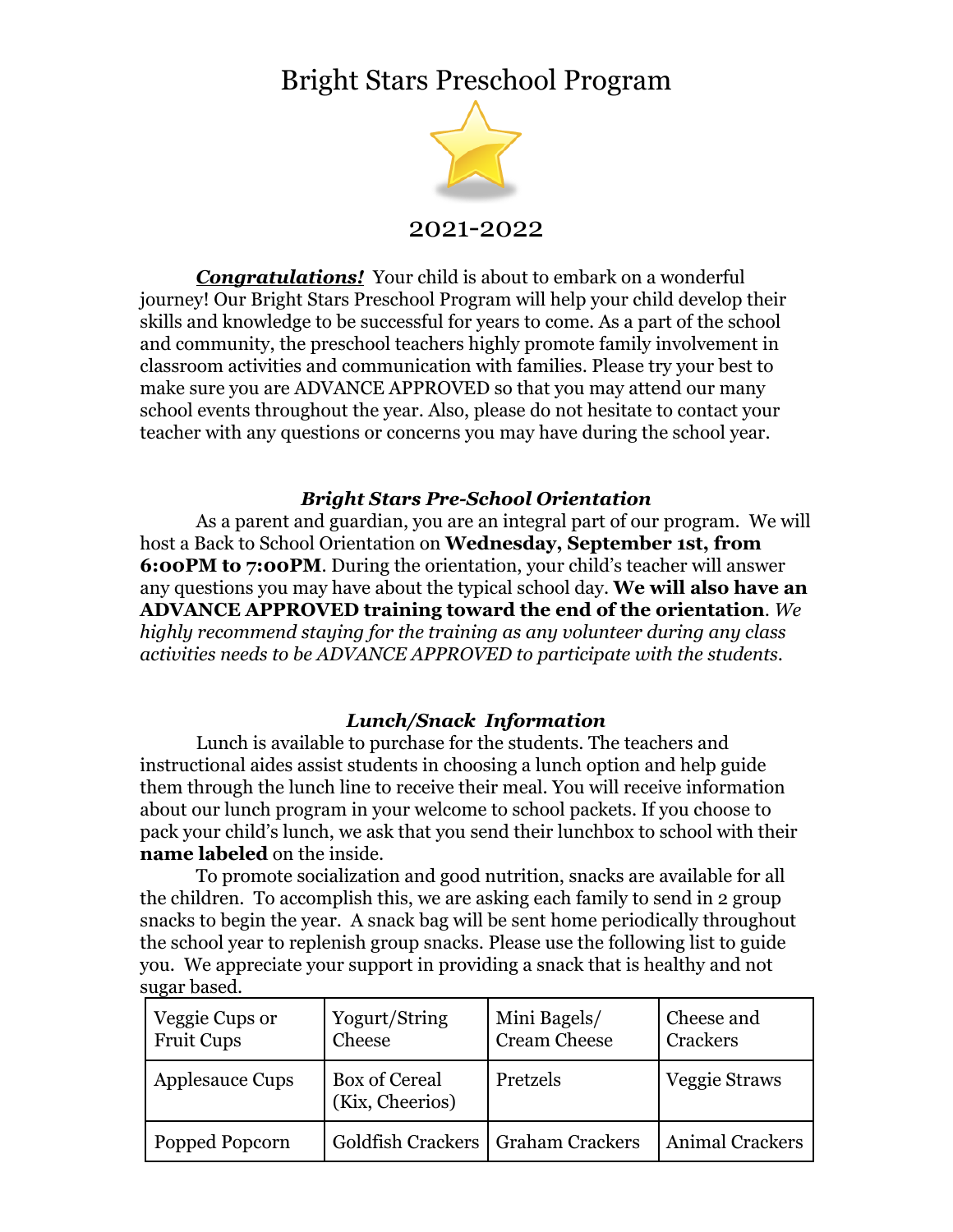# Bright Stars Preschool Program

2021-2022

***Congratulations!*** Your child is about to embark on a wonderful journey! Our Bright Stars Preschool Program will help your child develop their skills and knowledge to be successful for years to come. As a part of the school and community, the preschool teachers highly promote family involvement in classroom activities and communication with families. Please try your best to make sure you are ADVANCE APPROVED so that you may attend our many school events throughout the year. Also, please do not hesitate to contact your teacher with any questions or concerns you may have during the school year.

### *Bright Stars Pre-School Orientation*

As a parent and guardian, you are an integral part of our program. We will host a Back to School Orientation on **Wednesday, September 1st, from 6:00PM to 7:00PM**. During the orientation, your child's teacher will answer any questions you may have about the typical school day. **We will also have an ADVANCE APPROVED training toward the end of the orientation**. *We highly recommend staying for the training as any volunteer during any class activities needs to be ADVANCE APPROVED to participate with the students.*

### *Lunch/Snack Information*

Lunch is available to purchase for the students. The teachers and instructional aides assist students in choosing a lunch option and help guide them through the lunch line to receive their meal. You will receive information about our lunch program in your welcome to school packets. If you choose to pack your child's lunch, we ask that you send their lunchbox to school with their **name labeled** on the inside.

To promote socialization and good nutrition, snacks are available for all the children. To accomplish this, we are asking each family to send in 2 group snacks to begin the year. A snack bag will be sent home periodically throughout the school year to replenish group snacks. Please use the following list to guide you. We appreciate your support in providing a snack that is healthy and not sugar based.

| | | | |
|---|---|---|---|
| Veggie Cups or Fruit Cups | Yogurt/String Cheese | Mini Bagels/ Cream Cheese | Cheese and Crackers |
| Applesauce Cups | Box of Cereal (Kix, Cheerios) | Pretzels | Veggie Straws |
| Popped Popcorn | Goldfish Crackers | Graham Crackers | Animal Crackers |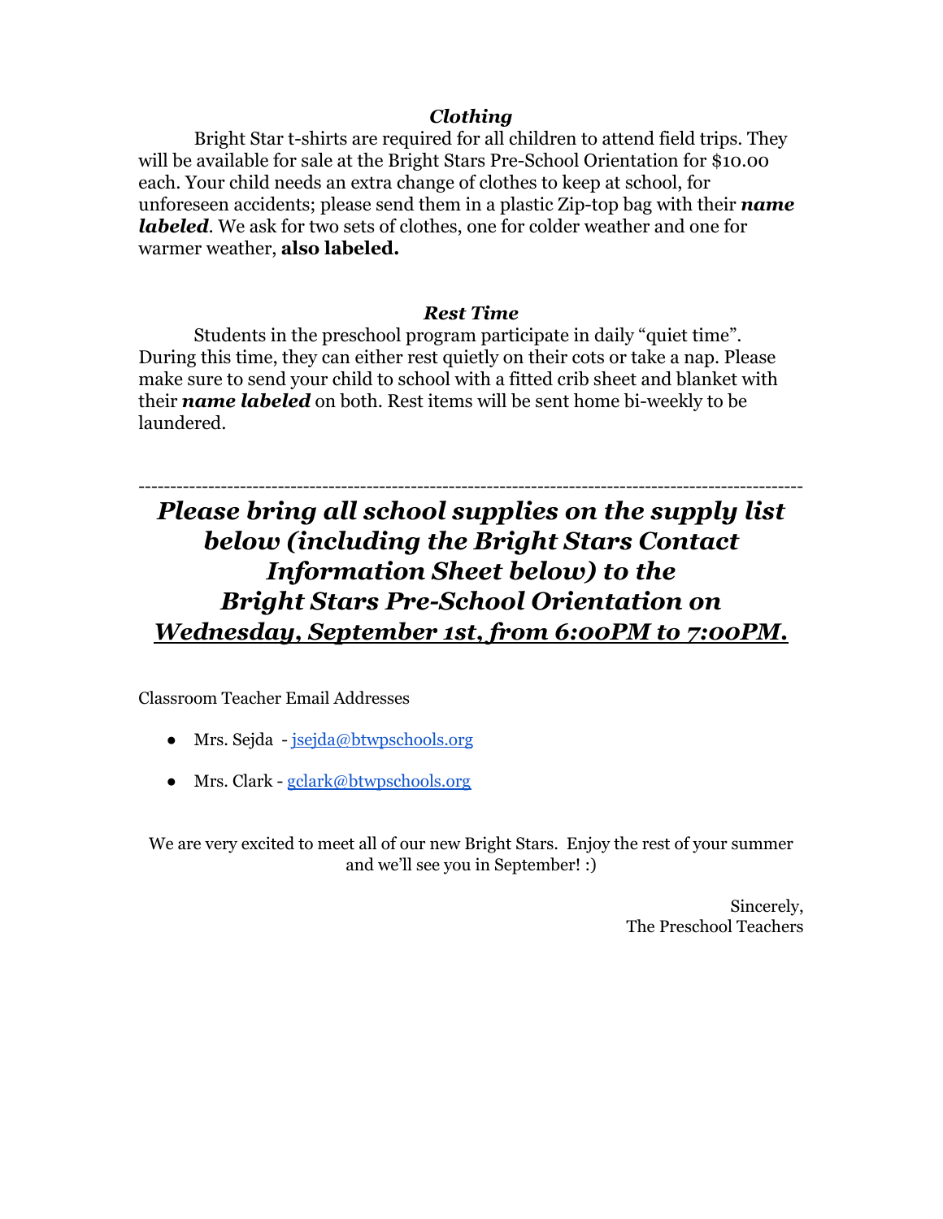### *Clothing*

Bright Star t-shirts are required for all children to attend field trips. They will be available for sale at the Bright Stars Pre-School Orientation for $10.00 each. Your child needs an extra change of clothes to keep at school, for unforeseen accidents; please send them in a plastic Zip-top bag with their ***name labeled***. We ask for two sets of clothes, one for colder weather and one for warmer weather, **also labeled.**

### *Rest Time*

Students in the preschool program participate in daily "quiet time". During this time, they can either rest quietly on their cots or take a nap. Please make sure to send your child to school with a fitted crib sheet and blanket with their ***name labeled*** on both. Rest items will be sent home bi-weekly to be laundered.

---

## ***Please bring all school supplies on the supply list below (including the Bright Stars Contact Information Sheet below) to the Bright Stars Pre-School Orientation on <u>Wednesday, September 1st, from 6:00PM to 7:00PM.</u>***

Classroom Teacher Email Addresses

- Mrs. Sejda - jsejda@btwpschools.org
- Mrs. Clark - gclark@btwpschools.org

We are very excited to meet all of our new Bright Stars. Enjoy the rest of your summer and we'll see you in September! :)

Sincerely,
The Preschool Teachers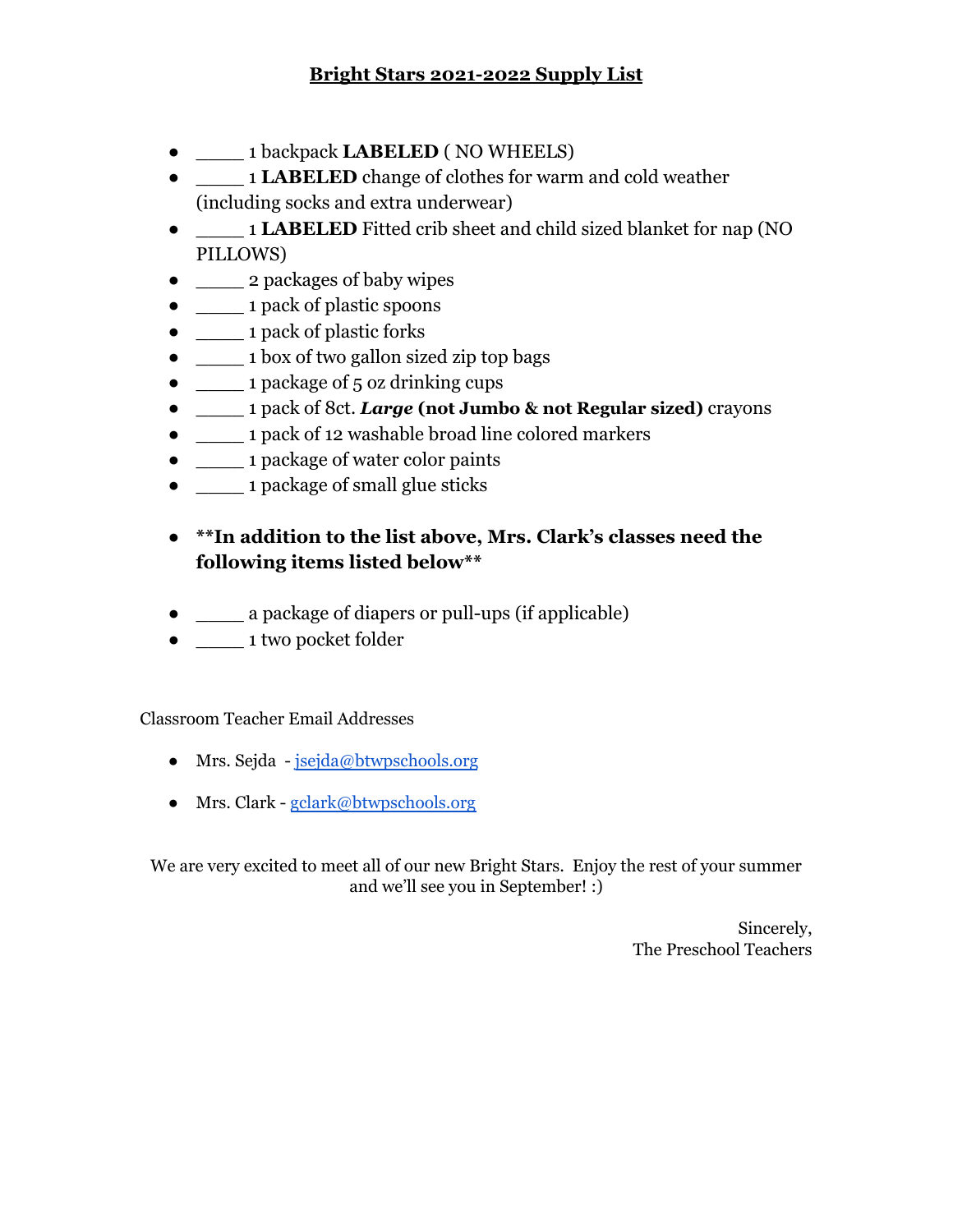# **Bright Stars 2021-2022 Supply List**

- _____ 1 backpack **LABELED** ( NO WHEELS)
- _____ 1 **LABELED** change of clothes for warm and cold weather (including socks and extra underwear)
- _____ 1 **LABELED** Fitted crib sheet and child sized blanket for nap (NO PILLOWS)
- _____ 2 packages of baby wipes
- _____ 1 pack of plastic spoons
- _____ 1 pack of plastic forks
- _____ 1 box of two gallon sized zip top bags
- _____ 1 package of 5 oz drinking cups
- _____ 1 pack of 8ct. ***Large*** **(not Jumbo & not Regular sized)** crayons
- _____ 1 pack of 12 washable broad line colored markers
- _____ 1 package of water color paints
- _____ 1 package of small glue sticks

- **\*\*In addition to the list above, Mrs. Clark's classes need the following items listed below\*\***

- _____ a package of diapers or pull-ups (if applicable)
- _____ 1 two pocket folder

Classroom Teacher Email Addresses

- Mrs. Sejda - jsejda@btwpschools.org
- Mrs. Clark - gclark@btwpschools.org

We are very excited to meet all of our new Bright Stars. Enjoy the rest of your summer and we'll see you in September! :)

Sincerely,
The Preschool Teachers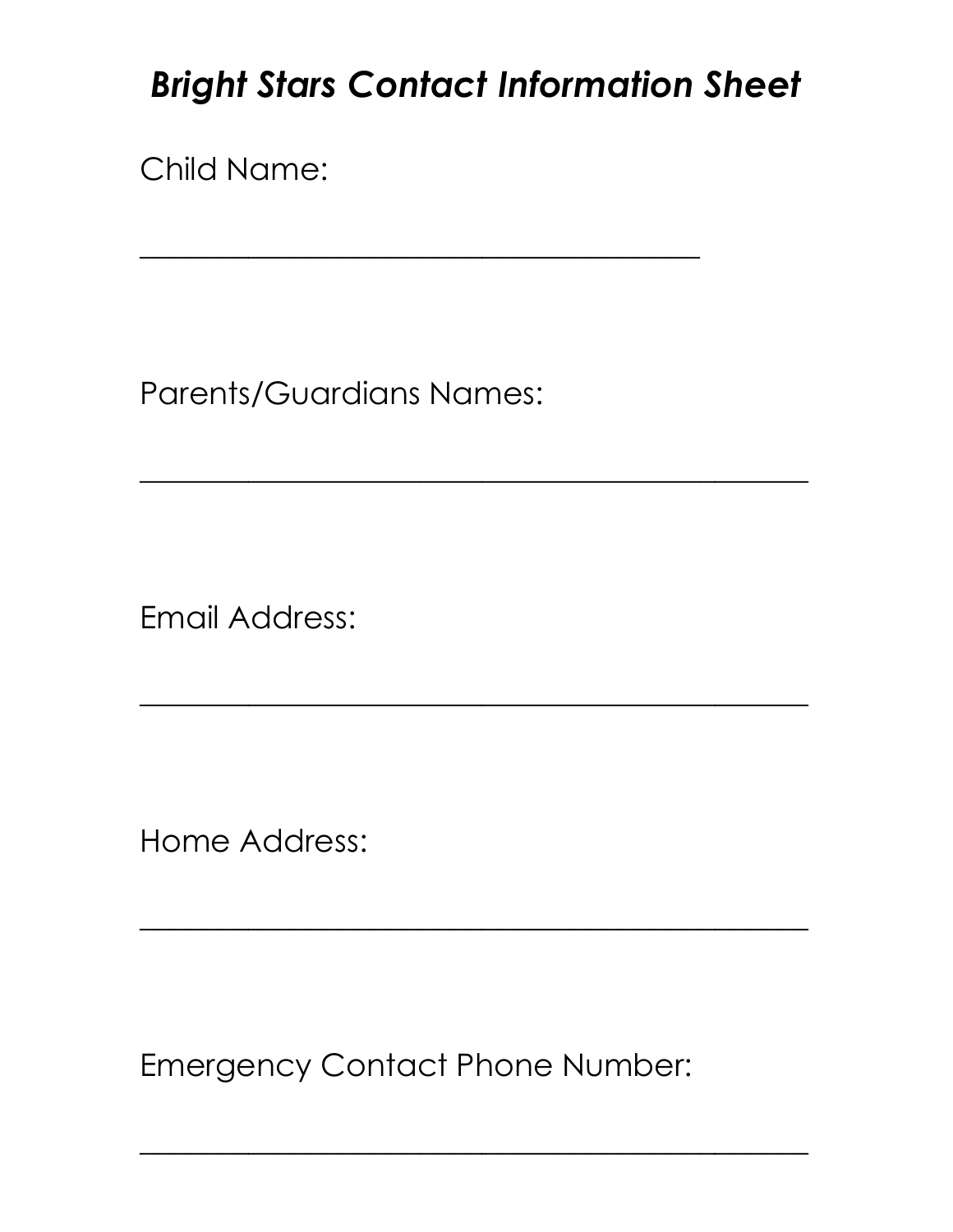# *Bright Stars Contact Information Sheet*

Child Name:

________________________________________

Parents/Guardians Names:

________________________________________________

Email Address:

________________________________________________

Home Address:

________________________________________________

Emergency Contact Phone Number:

________________________________________________